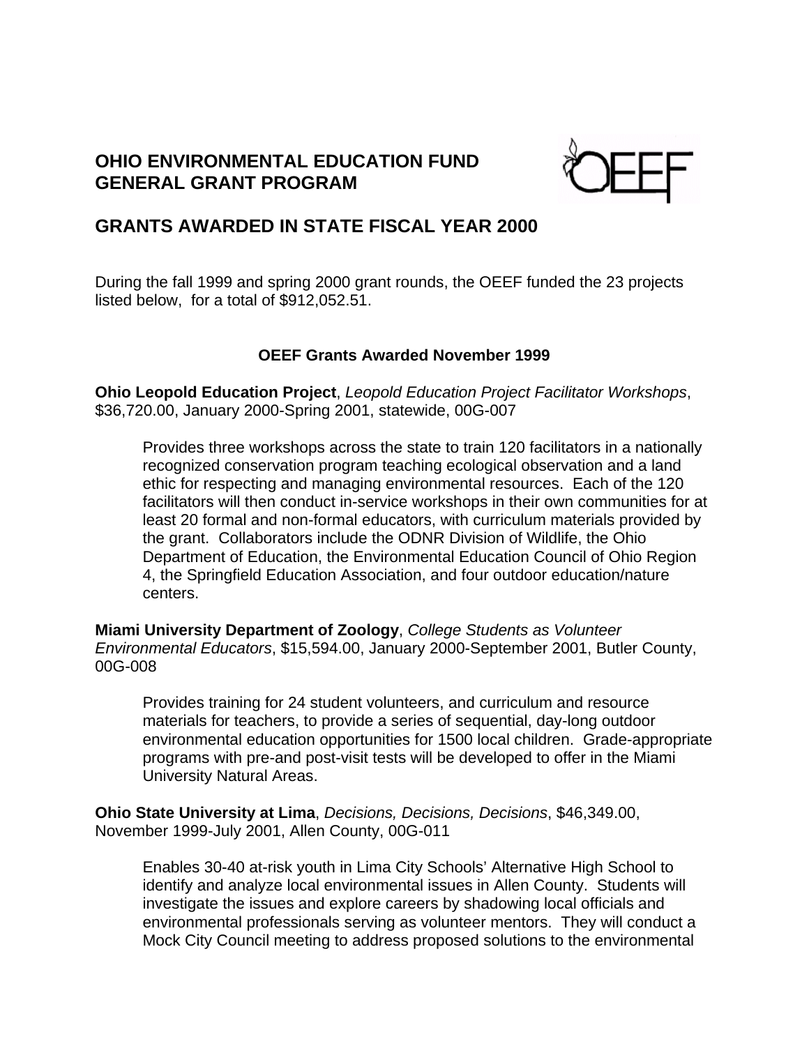# OHIO ENVIRONMENTAL EDUCATION FUND GENERAL GRANT PROGRAM

## GRANTS AWARDED IN STATE FISCAL YEAR 2000

During the fall 1999 and spring 2000 grant rounds, the OEEF funded the 23 projects listed below, for a total of $912,052.51.

### OEEF Grants Awarded November 1999

**Ohio Leopold Education Project**, *Leopold Education Project Facilitator Workshops*, $36,720.00, January 2000-Spring 2001, statewide, 00G-007

> Provides three workshops across the state to train 120 facilitators in a nationally recognized conservation program teaching ecological observation and a land ethic for respecting and managing environmental resources. Each of the 120 facilitators will then conduct in-service workshops in their own communities for at least 20 formal and non-formal educators, with curriculum materials provided by the grant. Collaborators include the ODNR Division of Wildlife, the Ohio Department of Education, the Environmental Education Council of Ohio Region 4, the Springfield Education Association, and four outdoor education/nature centers.

**Miami University Department of Zoology**, *College Students as Volunteer Environmental Educators*, $15,594.00, January 2000-September 2001, Butler County, 00G-008

> Provides training for 24 student volunteers, and curriculum and resource materials for teachers, to provide a series of sequential, day-long outdoor environmental education opportunities for 1500 local children. Grade-appropriate programs with pre-and post-visit tests will be developed to offer in the Miami University Natural Areas.

**Ohio State University at Lima**, *Decisions, Decisions, Decisions*, $46,349.00, November 1999-July 2001, Allen County, 00G-011

> Enables 30-40 at-risk youth in Lima City Schools' Alternative High School to identify and analyze local environmental issues in Allen County. Students will investigate the issues and explore careers by shadowing local officials and environmental professionals serving as volunteer mentors. They will conduct a Mock City Council meeting to address proposed solutions to the environmental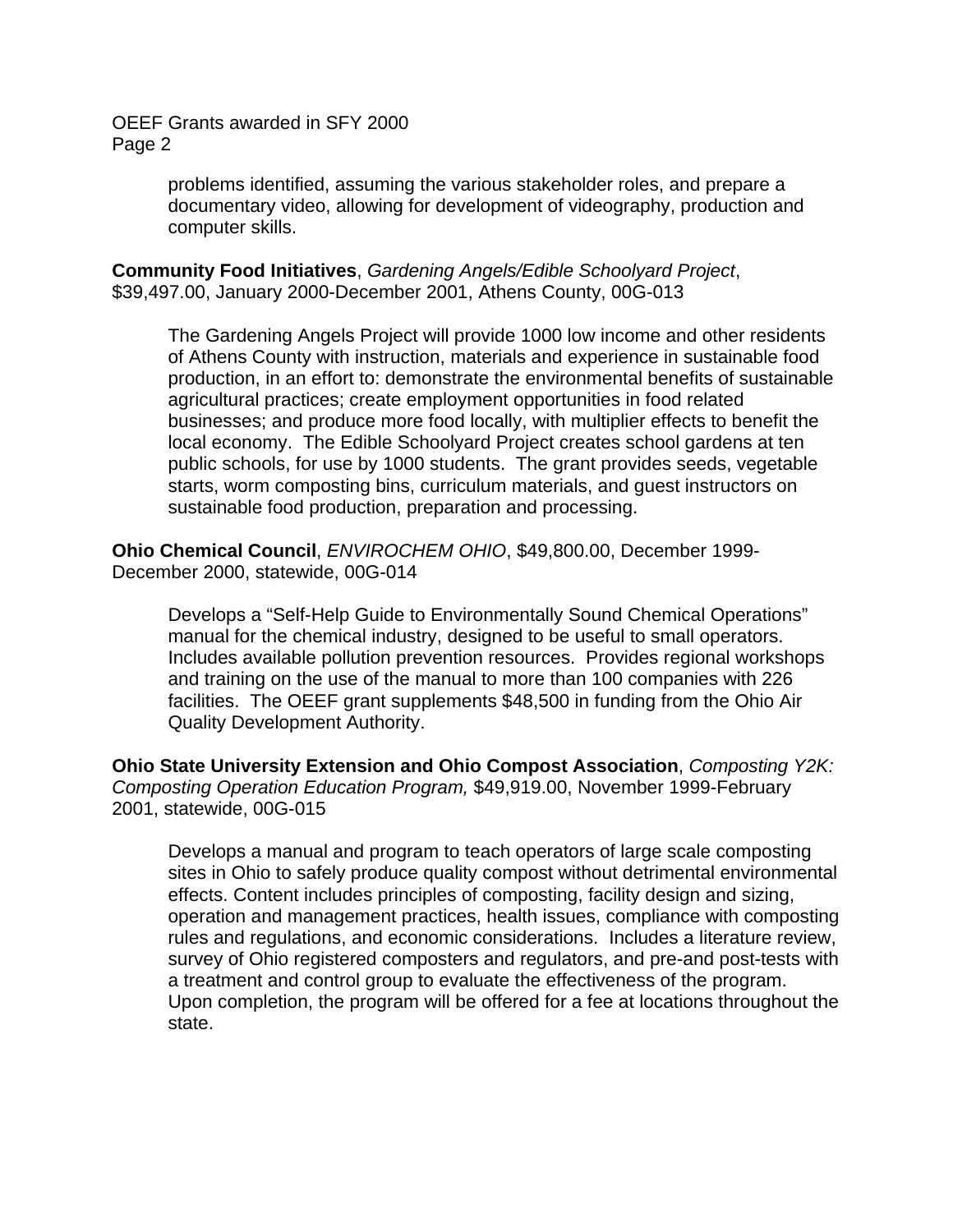problems identified, assuming the various stakeholder roles, and prepare a documentary video, allowing for development of videography, production and computer skills.

**Community Food Initiatives**, *Gardening Angels/Edible Schoolyard Project*, $39,497.00, January 2000-December 2001, Athens County, 00G-013

> The Gardening Angels Project will provide 1000 low income and other residents of Athens County with instruction, materials and experience in sustainable food production, in an effort to: demonstrate the environmental benefits of sustainable agricultural practices; create employment opportunities in food related businesses; and produce more food locally, with multiplier effects to benefit the local economy. The Edible Schoolyard Project creates school gardens at ten public schools, for use by 1000 students. The grant provides seeds, vegetable starts, worm composting bins, curriculum materials, and guest instructors on sustainable food production, preparation and processing.

**Ohio Chemical Council**, *ENVIROCHEM OHIO*, $49,800.00, December 1999-December 2000, statewide, 00G-014

> Develops a "Self-Help Guide to Environmentally Sound Chemical Operations" manual for the chemical industry, designed to be useful to small operators. Includes available pollution prevention resources. Provides regional workshops and training on the use of the manual to more than 100 companies with 226 facilities. The OEEF grant supplements $48,500 in funding from the Ohio Air Quality Development Authority.

**Ohio State University Extension and Ohio Compost Association**, *Composting Y2K: Composting Operation Education Program,* $49,919.00, November 1999-February 2001, statewide, 00G-015

> Develops a manual and program to teach operators of large scale composting sites in Ohio to safely produce quality compost without detrimental environmental effects. Content includes principles of composting, facility design and sizing, operation and management practices, health issues, compliance with composting rules and regulations, and economic considerations. Includes a literature review, survey of Ohio registered composters and regulators, and pre-and post-tests with a treatment and control group to evaluate the effectiveness of the program. Upon completion, the program will be offered for a fee at locations throughout the state.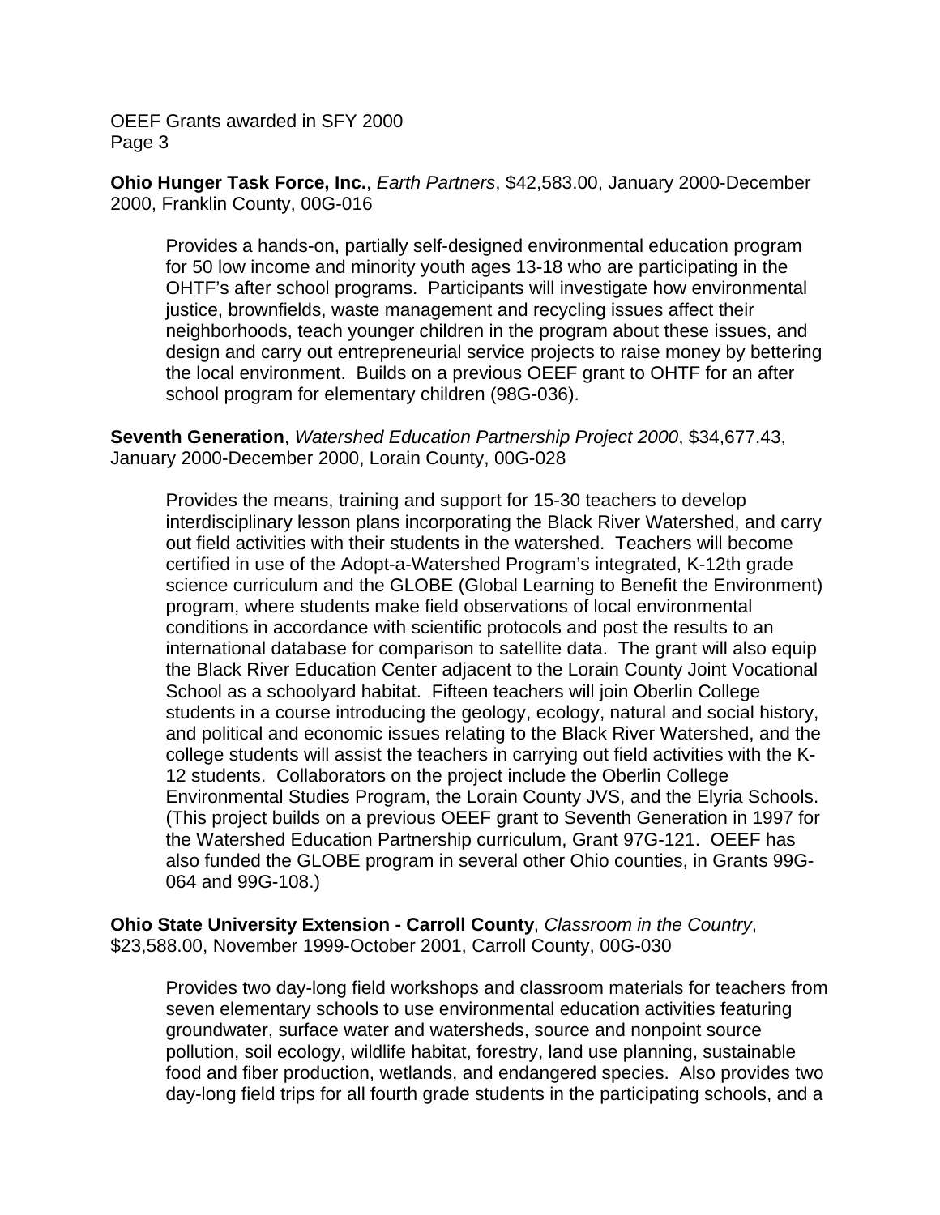**Ohio Hunger Task Force, Inc.**, *Earth Partners*, $42,583.00, January 2000-December 2000, Franklin County, 00G-016

> Provides a hands-on, partially self-designed environmental education program for 50 low income and minority youth ages 13-18 who are participating in the OHTF's after school programs. Participants will investigate how environmental justice, brownfields, waste management and recycling issues affect their neighborhoods, teach younger children in the program about these issues, and design and carry out entrepreneurial service projects to raise money by bettering the local environment. Builds on a previous OEEF grant to OHTF for an after school program for elementary children (98G-036).

**Seventh Generation**, *Watershed Education Partnership Project 2000*, $34,677.43, January 2000-December 2000, Lorain County, 00G-028

> Provides the means, training and support for 15-30 teachers to develop interdisciplinary lesson plans incorporating the Black River Watershed, and carry out field activities with their students in the watershed. Teachers will become certified in use of the Adopt-a-Watershed Program's integrated, K-12th grade science curriculum and the GLOBE (Global Learning to Benefit the Environment) program, where students make field observations of local environmental conditions in accordance with scientific protocols and post the results to an international database for comparison to satellite data. The grant will also equip the Black River Education Center adjacent to the Lorain County Joint Vocational School as a schoolyard habitat. Fifteen teachers will join Oberlin College students in a course introducing the geology, ecology, natural and social history, and political and economic issues relating to the Black River Watershed, and the college students will assist the teachers in carrying out field activities with the K-12 students. Collaborators on the project include the Oberlin College Environmental Studies Program, the Lorain County JVS, and the Elyria Schools. (This project builds on a previous OEEF grant to Seventh Generation in 1997 for the Watershed Education Partnership curriculum, Grant 97G-121. OEEF has also funded the GLOBE program in several other Ohio counties, in Grants 99G-064 and 99G-108.)

**Ohio State University Extension - Carroll County**, *Classroom in the Country*, $23,588.00, November 1999-October 2001, Carroll County, 00G-030

> Provides two day-long field workshops and classroom materials for teachers from seven elementary schools to use environmental education activities featuring groundwater, surface water and watersheds, source and nonpoint source pollution, soil ecology, wildlife habitat, forestry, land use planning, sustainable food and fiber production, wetlands, and endangered species. Also provides two day-long field trips for all fourth grade students in the participating schools, and a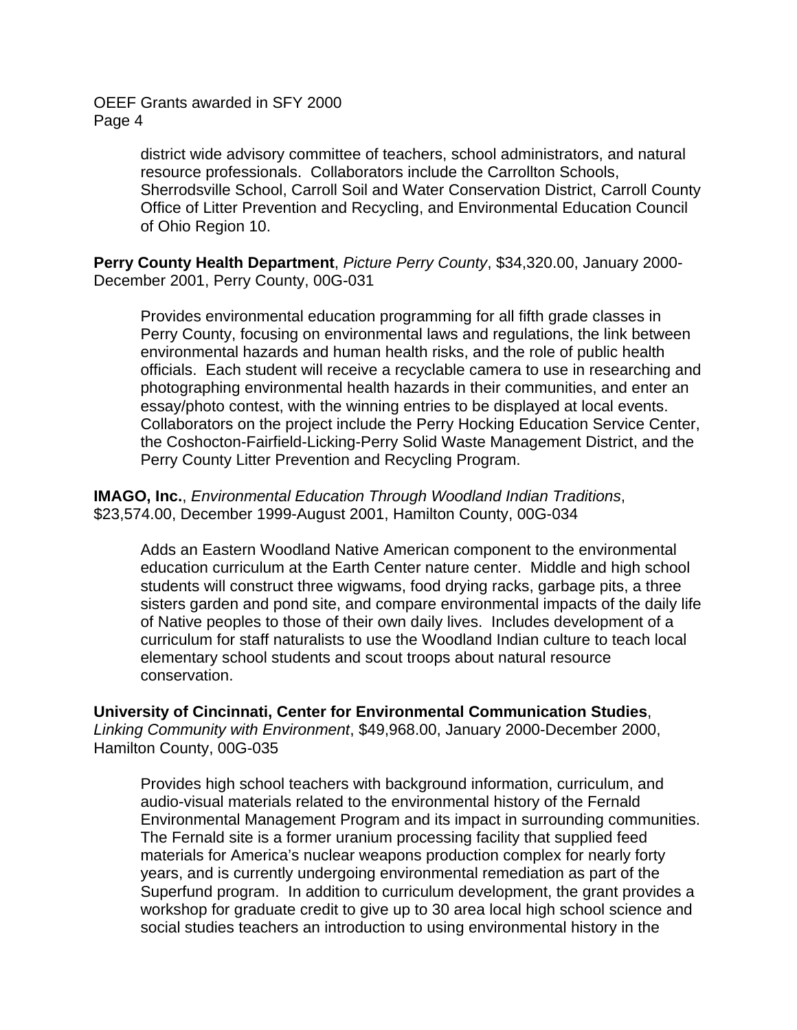district wide advisory committee of teachers, school administrators, and natural resource professionals. Collaborators include the Carrollton Schools, Sherrodsville School, Carroll Soil and Water Conservation District, Carroll County Office of Litter Prevention and Recycling, and Environmental Education Council of Ohio Region 10.

**Perry County Health Department**, *Picture Perry County*, $34,320.00, January 2000-December 2001, Perry County, 00G-031

Provides environmental education programming for all fifth grade classes in Perry County, focusing on environmental laws and regulations, the link between environmental hazards and human health risks, and the role of public health officials. Each student will receive a recyclable camera to use in researching and photographing environmental health hazards in their communities, and enter an essay/photo contest, with the winning entries to be displayed at local events. Collaborators on the project include the Perry Hocking Education Service Center, the Coshocton-Fairfield-Licking-Perry Solid Waste Management District, and the Perry County Litter Prevention and Recycling Program.

**IMAGO, Inc.**, *Environmental Education Through Woodland Indian Traditions*, $23,574.00, December 1999-August 2001, Hamilton County, 00G-034

Adds an Eastern Woodland Native American component to the environmental education curriculum at the Earth Center nature center. Middle and high school students will construct three wigwams, food drying racks, garbage pits, a three sisters garden and pond site, and compare environmental impacts of the daily life of Native peoples to those of their own daily lives. Includes development of a curriculum for staff naturalists to use the Woodland Indian culture to teach local elementary school students and scout troops about natural resource conservation.

**University of Cincinnati, Center for Environmental Communication Studies**, *Linking Community with Environment*, $49,968.00, January 2000-December 2000, Hamilton County, 00G-035

Provides high school teachers with background information, curriculum, and audio-visual materials related to the environmental history of the Fernald Environmental Management Program and its impact in surrounding communities. The Fernald site is a former uranium processing facility that supplied feed materials for America's nuclear weapons production complex for nearly forty years, and is currently undergoing environmental remediation as part of the Superfund program. In addition to curriculum development, the grant provides a workshop for graduate credit to give up to 30 area local high school science and social studies teachers an introduction to using environmental history in the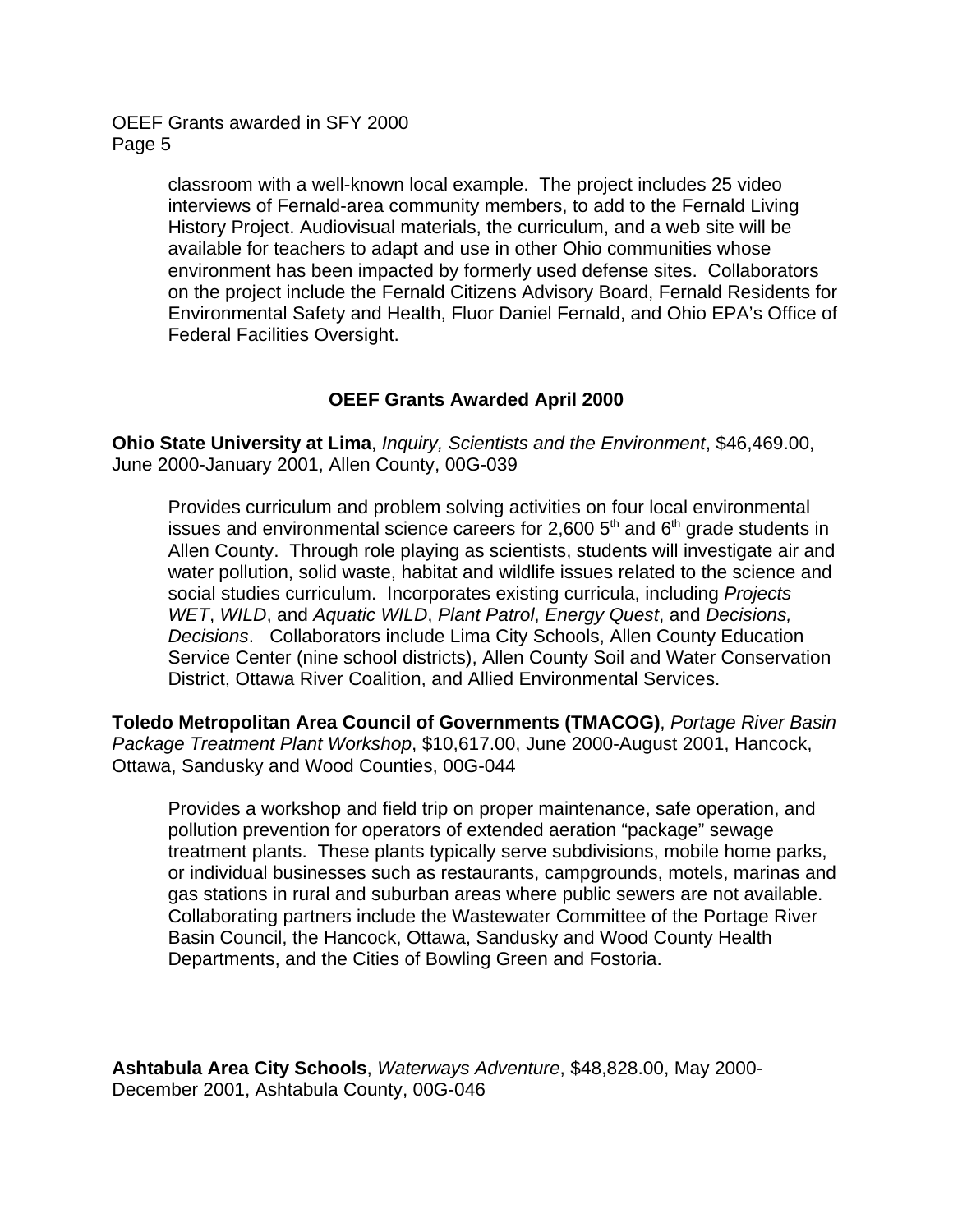classroom with a well-known local example. The project includes 25 video interviews of Fernald-area community members, to add to the Fernald Living History Project. Audiovisual materials, the curriculum, and a web site will be available for teachers to adapt and use in other Ohio communities whose environment has been impacted by formerly used defense sites. Collaborators on the project include the Fernald Citizens Advisory Board, Fernald Residents for Environmental Safety and Health, Fluor Daniel Fernald, and Ohio EPA's Office of Federal Facilities Oversight.

## OEEF Grants Awarded April 2000

**Ohio State University at Lima**, *Inquiry, Scientists and the Environment*, $46,469.00, June 2000-January 2001, Allen County, 00G-039

Provides curriculum and problem solving activities on four local environmental issues and environmental science careers for 2,600 5th and 6th grade students in Allen County. Through role playing as scientists, students will investigate air and water pollution, solid waste, habitat and wildlife issues related to the science and social studies curriculum. Incorporates existing curricula, including *Projects WET*, *WILD*, and *Aquatic WILD*, *Plant Patrol*, *Energy Quest*, and *Decisions, Decisions*. Collaborators include Lima City Schools, Allen County Education Service Center (nine school districts), Allen County Soil and Water Conservation District, Ottawa River Coalition, and Allied Environmental Services.

**Toledo Metropolitan Area Council of Governments (TMACOG)**, *Portage River Basin Package Treatment Plant Workshop*, $10,617.00, June 2000-August 2001, Hancock, Ottawa, Sandusky and Wood Counties, 00G-044

Provides a workshop and field trip on proper maintenance, safe operation, and pollution prevention for operators of extended aeration "package" sewage treatment plants. These plants typically serve subdivisions, mobile home parks, or individual businesses such as restaurants, campgrounds, motels, marinas and gas stations in rural and suburban areas where public sewers are not available. Collaborating partners include the Wastewater Committee of the Portage River Basin Council, the Hancock, Ottawa, Sandusky and Wood County Health Departments, and the Cities of Bowling Green and Fostoria.

**Ashtabula Area City Schools**, *Waterways Adventure*, $48,828.00, May 2000-December 2001, Ashtabula County, 00G-046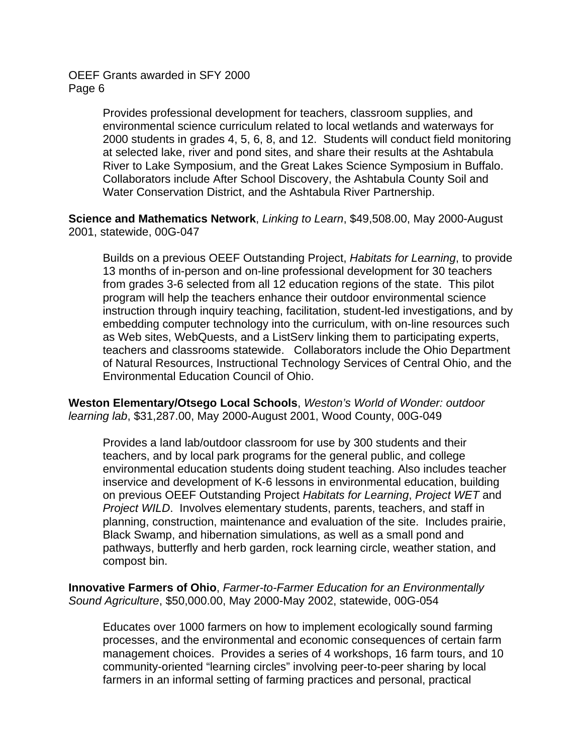Provides professional development for teachers, classroom supplies, and environmental science curriculum related to local wetlands and waterways for 2000 students in grades 4, 5, 6, 8, and 12. Students will conduct field monitoring at selected lake, river and pond sites, and share their results at the Ashtabula River to Lake Symposium, and the Great Lakes Science Symposium in Buffalo. Collaborators include After School Discovery, the Ashtabula County Soil and Water Conservation District, and the Ashtabula River Partnership.

**Science and Mathematics Network**, *Linking to Learn*, $49,508.00, May 2000-August 2001, statewide, 00G-047

Builds on a previous OEEF Outstanding Project, *Habitats for Learning*, to provide 13 months of in-person and on-line professional development for 30 teachers from grades 3-6 selected from all 12 education regions of the state. This pilot program will help the teachers enhance their outdoor environmental science instruction through inquiry teaching, facilitation, student-led investigations, and by embedding computer technology into the curriculum, with on-line resources such as Web sites, WebQuests, and a ListServ linking them to participating experts, teachers and classrooms statewide. Collaborators include the Ohio Department of Natural Resources, Instructional Technology Services of Central Ohio, and the Environmental Education Council of Ohio.

**Weston Elementary/Otsego Local Schools**, *Weston's World of Wonder: outdoor learning lab*, $31,287.00, May 2000-August 2001, Wood County, 00G-049

Provides a land lab/outdoor classroom for use by 300 students and their teachers, and by local park programs for the general public, and college environmental education students doing student teaching. Also includes teacher inservice and development of K-6 lessons in environmental education, building on previous OEEF Outstanding Project *Habitats for Learning*, *Project WET* and *Project WILD*. Involves elementary students, parents, teachers, and staff in planning, construction, maintenance and evaluation of the site. Includes prairie, Black Swamp, and hibernation simulations, as well as a small pond and pathways, butterfly and herb garden, rock learning circle, weather station, and compost bin.

**Innovative Farmers of Ohio**, *Farmer-to-Farmer Education for an Environmentally Sound Agriculture*, $50,000.00, May 2000-May 2002, statewide, 00G-054

Educates over 1000 farmers on how to implement ecologically sound farming processes, and the environmental and economic consequences of certain farm management choices. Provides a series of 4 workshops, 16 farm tours, and 10 community-oriented "learning circles" involving peer-to-peer sharing by local farmers in an informal setting of farming practices and personal, practical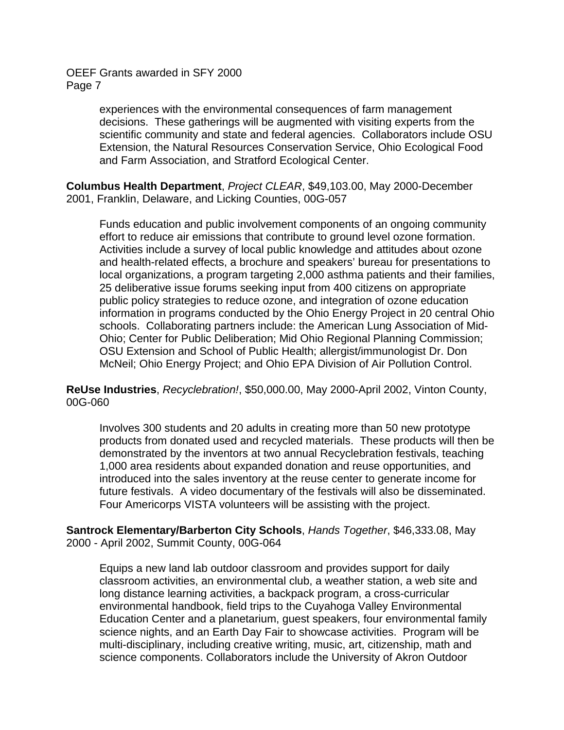experiences with the environmental consequences of farm management decisions. These gatherings will be augmented with visiting experts from the scientific community and state and federal agencies. Collaborators include OSU Extension, the Natural Resources Conservation Service, Ohio Ecological Food and Farm Association, and Stratford Ecological Center.

**Columbus Health Department**, *Project CLEAR*, $49,103.00, May 2000-December 2001, Franklin, Delaware, and Licking Counties, 00G-057

Funds education and public involvement components of an ongoing community effort to reduce air emissions that contribute to ground level ozone formation. Activities include a survey of local public knowledge and attitudes about ozone and health-related effects, a brochure and speakers' bureau for presentations to local organizations, a program targeting 2,000 asthma patients and their families, 25 deliberative issue forums seeking input from 400 citizens on appropriate public policy strategies to reduce ozone, and integration of ozone education information in programs conducted by the Ohio Energy Project in 20 central Ohio schools. Collaborating partners include: the American Lung Association of Mid-Ohio; Center for Public Deliberation; Mid Ohio Regional Planning Commission; OSU Extension and School of Public Health; allergist/immunologist Dr. Don McNeil; Ohio Energy Project; and Ohio EPA Division of Air Pollution Control.

**ReUse Industries**, *Recyclebration!*, $50,000.00, May 2000-April 2002, Vinton County, 00G-060

Involves 300 students and 20 adults in creating more than 50 new prototype products from donated used and recycled materials. These products will then be demonstrated by the inventors at two annual Recyclebration festivals, teaching 1,000 area residents about expanded donation and reuse opportunities, and introduced into the sales inventory at the reuse center to generate income for future festivals. A video documentary of the festivals will also be disseminated. Four Americorps VISTA volunteers will be assisting with the project.

**Santrock Elementary/Barberton City Schools**, *Hands Together*, $46,333.08, May 2000 - April 2002, Summit County, 00G-064

Equips a new land lab outdoor classroom and provides support for daily classroom activities, an environmental club, a weather station, a web site and long distance learning activities, a backpack program, a cross-curricular environmental handbook, field trips to the Cuyahoga Valley Environmental Education Center and a planetarium, guest speakers, four environmental family science nights, and an Earth Day Fair to showcase activities. Program will be multi-disciplinary, including creative writing, music, art, citizenship, math and science components. Collaborators include the University of Akron Outdoor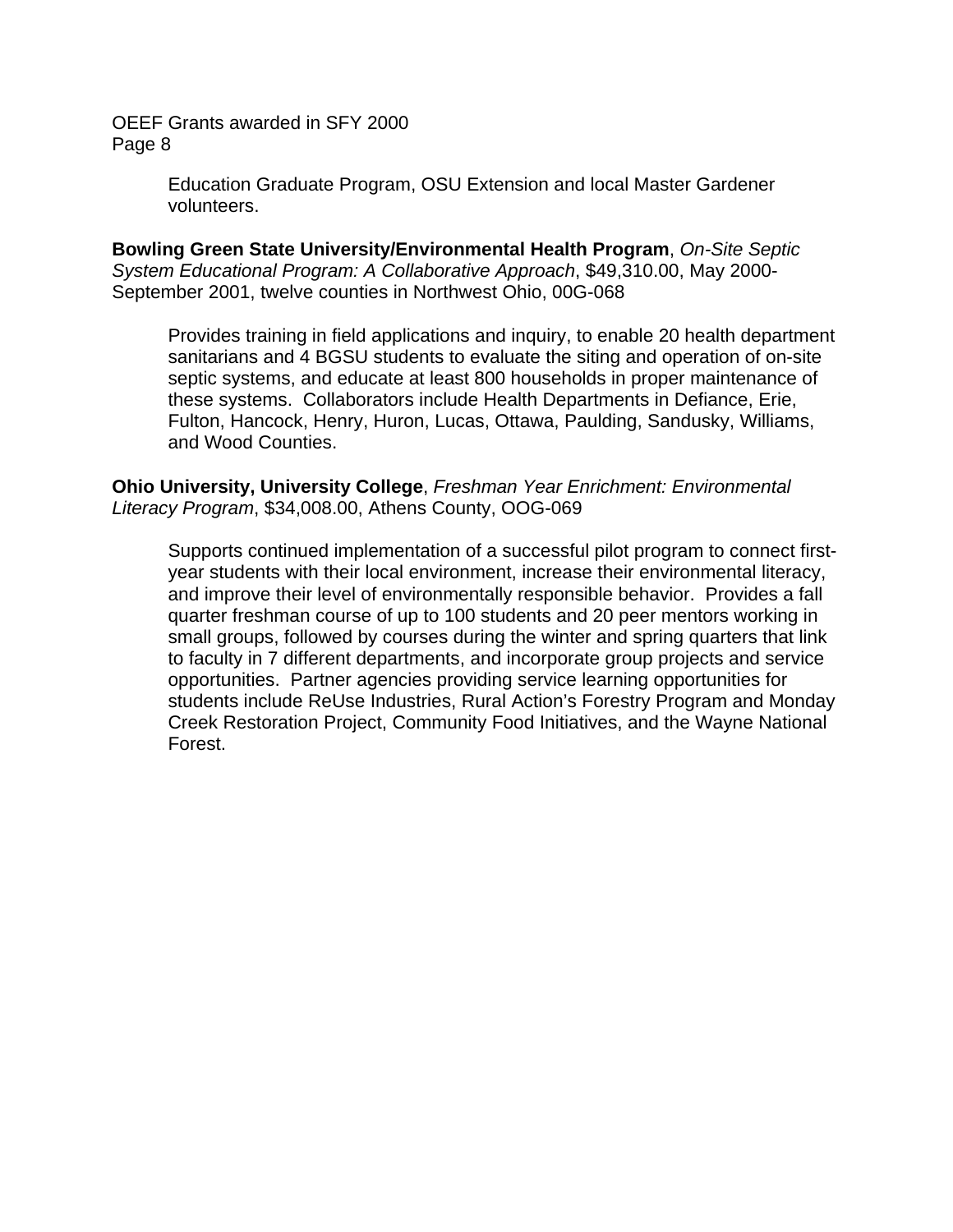Education Graduate Program, OSU Extension and local Master Gardener volunteers.

**Bowling Green State University/Environmental Health Program**, *On-Site Septic System Educational Program: A Collaborative Approach*, $49,310.00, May 2000-September 2001, twelve counties in Northwest Ohio, 00G-068

Provides training in field applications and inquiry, to enable 20 health department sanitarians and 4 BGSU students to evaluate the siting and operation of on-site septic systems, and educate at least 800 households in proper maintenance of these systems. Collaborators include Health Departments in Defiance, Erie, Fulton, Hancock, Henry, Huron, Lucas, Ottawa, Paulding, Sandusky, Williams, and Wood Counties.

**Ohio University, University College**, *Freshman Year Enrichment: Environmental Literacy Program*, $34,008.00, Athens County, OOG-069

Supports continued implementation of a successful pilot program to connect first-year students with their local environment, increase their environmental literacy, and improve their level of environmentally responsible behavior. Provides a fall quarter freshman course of up to 100 students and 20 peer mentors working in small groups, followed by courses during the winter and spring quarters that link to faculty in 7 different departments, and incorporate group projects and service opportunities. Partner agencies providing service learning opportunities for students include ReUse Industries, Rural Action's Forestry Program and Monday Creek Restoration Project, Community Food Initiatives, and the Wayne National Forest.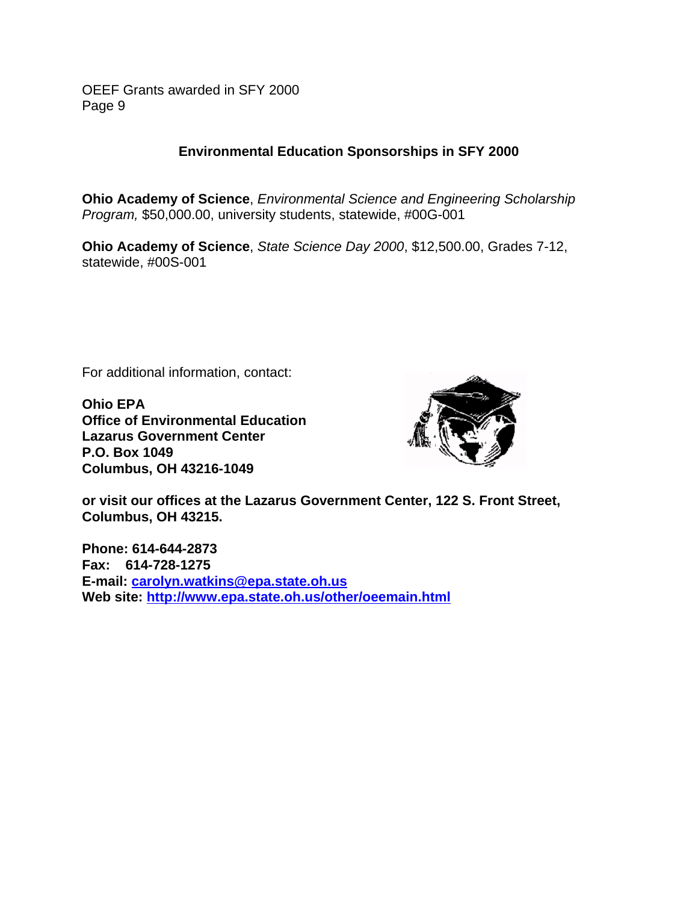## Environmental Education Sponsorships in SFY 2000

**Ohio Academy of Science**, *Environmental Science and Engineering Scholarship Program,* $50,000.00, university students, statewide, #00G-001

**Ohio Academy of Science**, *State Science Day 2000*, $12,500.00, Grades 7-12, statewide, #00S-001

For additional information, contact:

**Ohio EPA**
**Office of Environmental Education**
**Lazarus Government Center**
**P.O. Box 1049**
**Columbus, OH 43216-1049**

**or visit our offices at the Lazarus Government Center, 122 S. Front Street, Columbus, OH 43215.**

**Phone: 614-644-2873**
**Fax: 614-728-1275**
**E-mail: carolyn.watkins@epa.state.oh.us**
**Web site: http://www.epa.state.oh.us/other/oeemain.html**